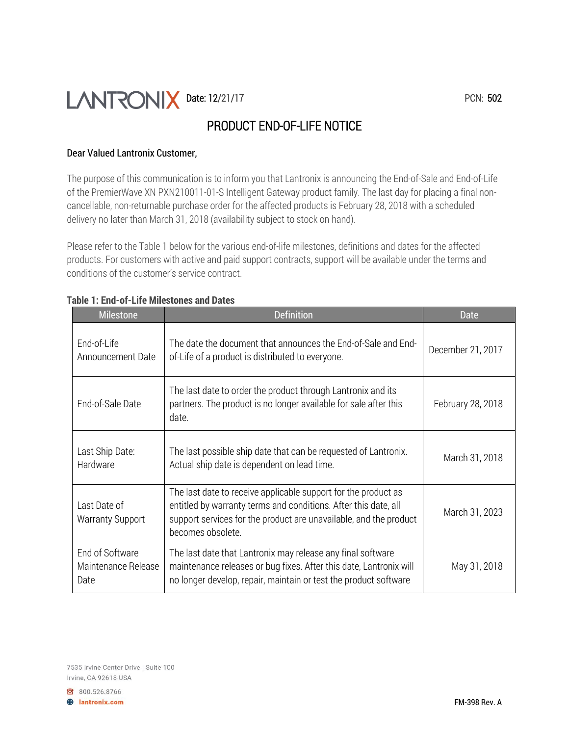LANTRONIX Date: 12/21/17 PCN: 502

# PRODUCT END-OF-LIFE NOTICE

**Dear Valued Lantronix Customer,**

The purpose of this communication is to inform you that Lantronix is announcing the End-of-Sale and End-of-Life of the PremierWave XN PXN210011-01-S Intelligent Gateway product family. The last day for placing a final non-cancellable, non-returnable purchase order for the affected products is February 28, 2018 with a scheduled delivery no later than March 31, 2018 (availability subject to stock on hand).

Please refer to the Table 1 below for the various end-of-life milestones, definitions and dates for the affected products. For customers with active and paid support contracts, support will be available under the terms and conditions of the customer's service contract.

**Table 1: End-of-Life Milestones and Dates**

| Milestone | Definition | Date |
|---|---|---|
| End-of-Life Announcement Date | The date the document that announces the End-of-Sale and End-of-Life of a product is distributed to everyone. | December 21, 2017 |
| End-of-Sale Date | The last date to order the product through Lantronix and its partners. The product is no longer available for sale after this date. | February 28, 2018 |
| Last Ship Date: Hardware | The last possible ship date that can be requested of Lantronix. Actual ship date is dependent on lead time. | March 31, 2018 |
| Last Date of Warranty Support | The last date to receive applicable support for the product as entitled by warranty terms and conditions. After this date, all support services for the product are unavailable, and the product becomes obsolete. | March 31, 2023 |
| End of Software Maintenance Release Date | The last date that Lantronix may release any final software maintenance releases or bug fixes. After this date, Lantronix will no longer develop, repair, maintain or test the product software | May 31, 2018 |

7535 Irvine Center Drive | Suite 100
Irvine, CA 92618 USA

800.526.8766

lantronix.com

FM-398 Rev. A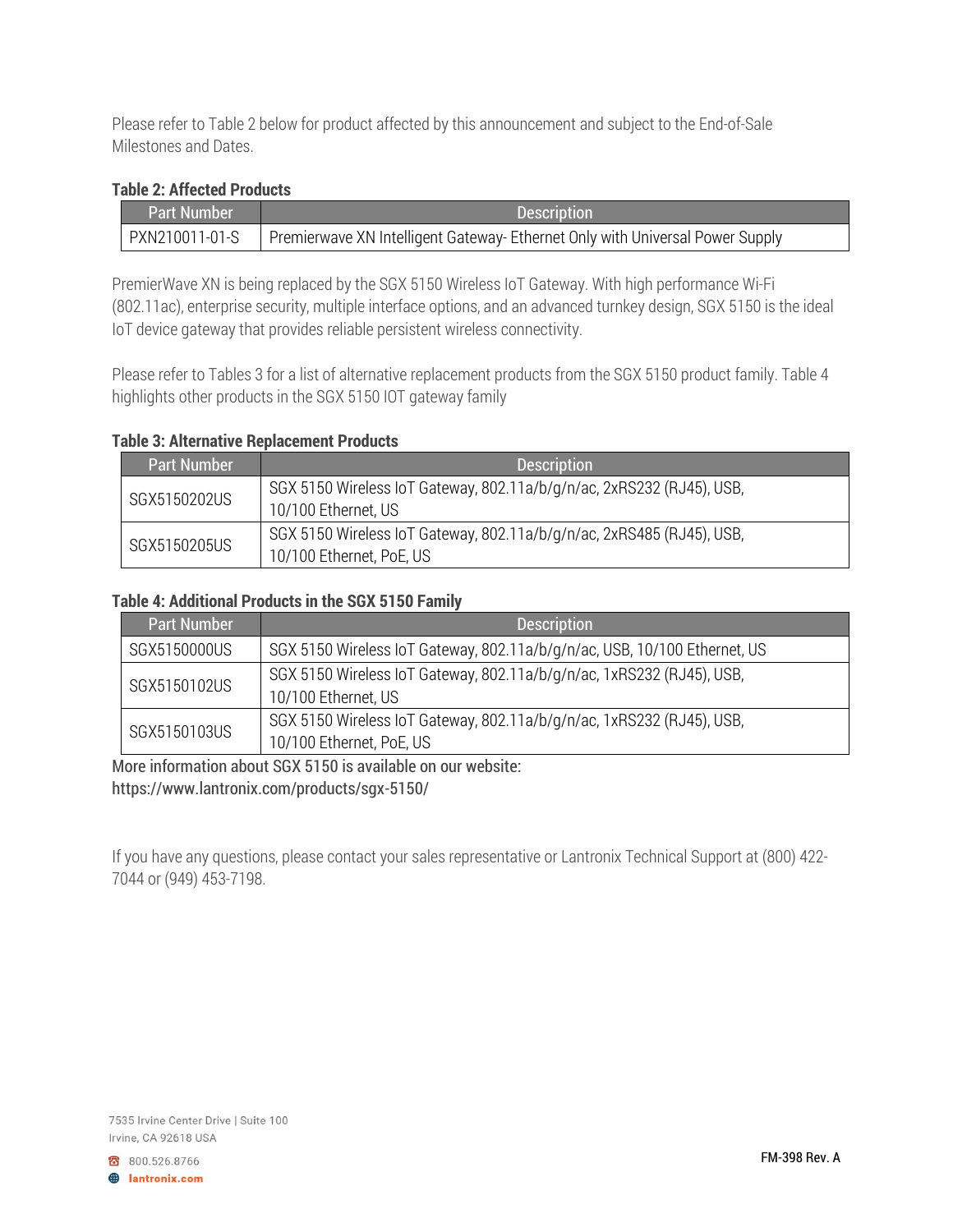Please refer to Table 2 below for product affected by this announcement and subject to the End-of-Sale Milestones and Dates.

**Table 2: Affected Products**

| Part Number | Description |
|---|---|
| PXN210011-01-S | Premierwave XN Intelligent Gateway- Ethernet Only with Universal Power Supply |

PremierWave XN is being replaced by the SGX 5150 Wireless IoT Gateway. With high performance Wi-Fi (802.11ac), enterprise security, multiple interface options, and an advanced turnkey design, SGX 5150 is the ideal IoT device gateway that provides reliable persistent wireless connectivity.

Please refer to Tables 3 for a list of alternative replacement products from the SGX 5150 product family. Table 4 highlights other products in the SGX 5150 IOT gateway family

**Table 3: Alternative Replacement Products**

| Part Number | Description |
|---|---|
| SGX5150202US | SGX 5150 Wireless IoT Gateway, 802.11a/b/g/n/ac, 2xRS232 (RJ45), USB, 10/100 Ethernet, US |
| SGX5150205US | SGX 5150 Wireless IoT Gateway, 802.11a/b/g/n/ac, 2xRS485 (RJ45), USB, 10/100 Ethernet, PoE, US |

**Table 4: Additional Products in the SGX 5150 Family**

| Part Number | Description |
|---|---|
| SGX5150000US | SGX 5150 Wireless IoT Gateway, 802.11a/b/g/n/ac, USB, 10/100 Ethernet, US |
| SGX5150102US | SGX 5150 Wireless IoT Gateway, 802.11a/b/g/n/ac, 1xRS232 (RJ45), USB, 10/100 Ethernet, US |
| SGX5150103US | SGX 5150 Wireless IoT Gateway, 802.11a/b/g/n/ac, 1xRS232 (RJ45), USB, 10/100 Ethernet, PoE, US |

More information about SGX 5150 is available on our website:
https://www.lantronix.com/products/sgx-5150/

If you have any questions, please contact your sales representative or Lantronix Technical Support at (800) 422-7044 or (949) 453-7198.